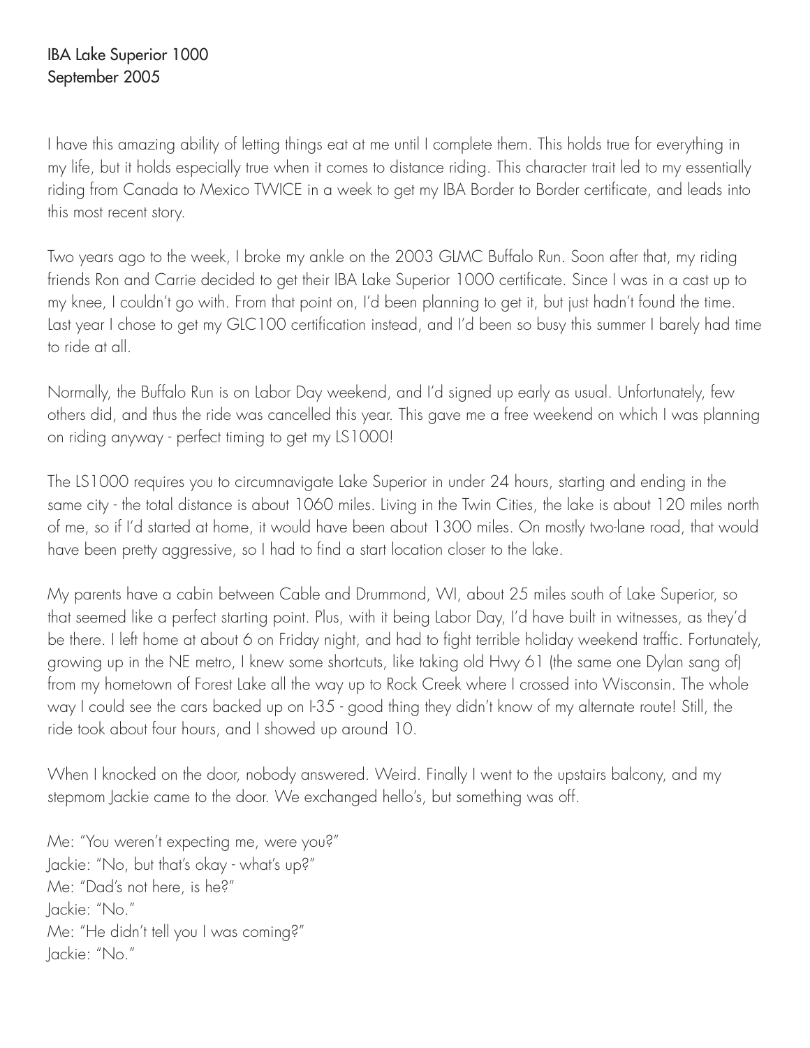IBA Lake Superior 1000
September 2005

I have this amazing ability of letting things eat at me until I complete them. This holds true for everything in my life, but it holds especially true when it comes to distance riding. This character trait led to my essentially riding from Canada to Mexico TWICE in a week to get my IBA Border to Border certificate, and leads into this most recent story.

Two years ago to the week, I broke my ankle on the 2003 GLMC Buffalo Run. Soon after that, my riding friends Ron and Carrie decided to get their IBA Lake Superior 1000 certificate. Since I was in a cast up to my knee, I couldn't go with. From that point on, I'd been planning to get it, but just hadn't found the time. Last year I chose to get my GLC100 certification instead, and I'd been so busy this summer I barely had time to ride at all.

Normally, the Buffalo Run is on Labor Day weekend, and I'd signed up early as usual. Unfortunately, few others did, and thus the ride was cancelled this year. This gave me a free weekend on which I was planning on riding anyway - perfect timing to get my LS1000!

The LS1000 requires you to circumnavigate Lake Superior in under 24 hours, starting and ending in the same city - the total distance is about 1060 miles. Living in the Twin Cities, the lake is about 120 miles north of me, so if I'd started at home, it would have been about 1300 miles. On mostly two-lane road, that would have been pretty aggressive, so I had to find a start location closer to the lake.

My parents have a cabin between Cable and Drummond, WI, about 25 miles south of Lake Superior, so that seemed like a perfect starting point. Plus, with it being Labor Day, I'd have built in witnesses, as they'd be there. I left home at about 6 on Friday night, and had to fight terrible holiday weekend traffic. Fortunately, growing up in the NE metro, I knew some shortcuts, like taking old Hwy 61 (the same one Dylan sang of) from my hometown of Forest Lake all the way up to Rock Creek where I crossed into Wisconsin. The whole way I could see the cars backed up on I-35 - good thing they didn't know of my alternate route! Still, the ride took about four hours, and I showed up around 10.

When I knocked on the door, nobody answered. Weird. Finally I went to the upstairs balcony, and my stepmom Jackie came to the door. We exchanged hello's, but something was off.

Me: "You weren't expecting me, were you?"
Jackie: "No, but that's okay - what's up?"
Me: "Dad's not here, is he?"
Jackie: "No."
Me: "He didn't tell you I was coming?"
Jackie: "No."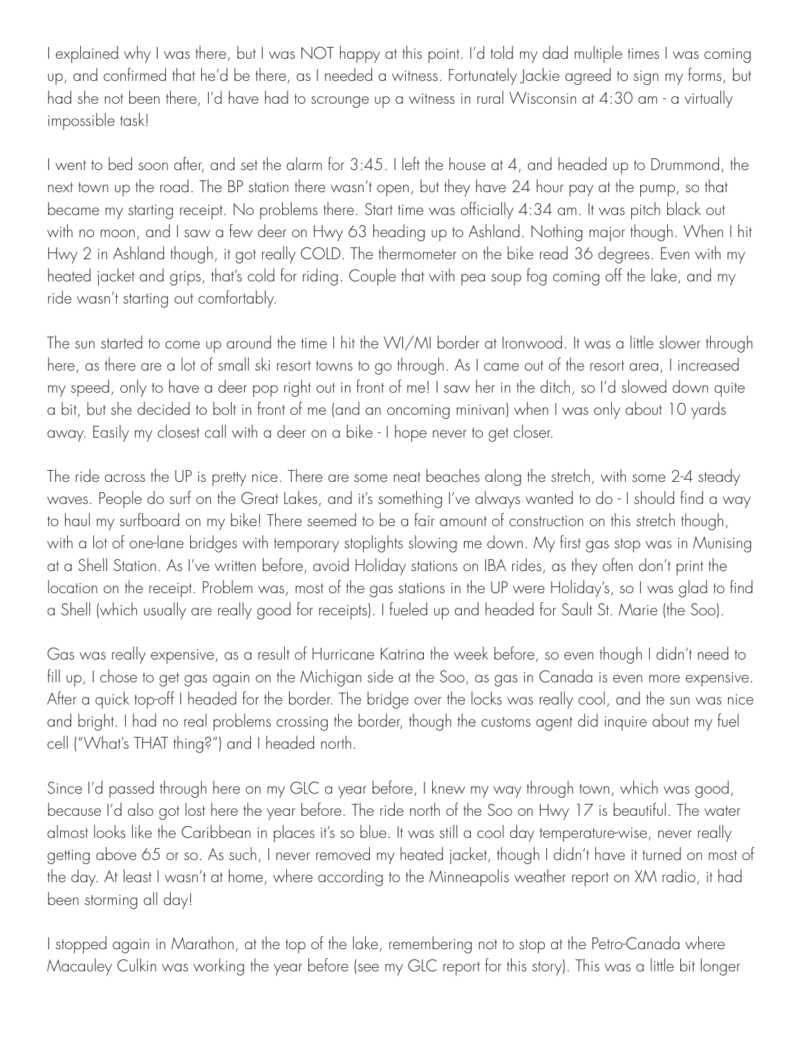I explained why I was there, but I was NOT happy at this point. I'd told my dad multiple times I was coming up, and confirmed that he'd be there, as I needed a witness. Fortunately Jackie agreed to sign my forms, but had she not been there, I'd have had to scrounge up a witness in rural Wisconsin at 4:30 am - a virtually impossible task!

I went to bed soon after, and set the alarm for 3:45. I left the house at 4, and headed up to Drummond, the next town up the road. The BP station there wasn't open, but they have 24 hour pay at the pump, so that became my starting receipt. No problems there. Start time was officially 4:34 am. It was pitch black out with no moon, and I saw a few deer on Hwy 63 heading up to Ashland. Nothing major though. When I hit Hwy 2 in Ashland though, it got really COLD. The thermometer on the bike read 36 degrees. Even with my heated jacket and grips, that's cold for riding. Couple that with pea soup fog coming off the lake, and my ride wasn't starting out comfortably.

The sun started to come up around the time I hit the WI/MI border at Ironwood. It was a little slower through here, as there are a lot of small ski resort towns to go through. As I came out of the resort area, I increased my speed, only to have a deer pop right out in front of me! I saw her in the ditch, so I'd slowed down quite a bit, but she decided to bolt in front of me (and an oncoming minivan) when I was only about 10 yards away. Easily my closest call with a deer on a bike - I hope never to get closer.

The ride across the UP is pretty nice. There are some neat beaches along the stretch, with some 2-4 steady waves. People do surf on the Great Lakes, and it's something I've always wanted to do - I should find a way to haul my surfboard on my bike! There seemed to be a fair amount of construction on this stretch though, with a lot of one-lane bridges with temporary stoplights slowing me down. My first gas stop was in Munising at a Shell Station. As I've written before, avoid Holiday stations on IBA rides, as they often don't print the location on the receipt. Problem was, most of the gas stations in the UP were Holiday's, so I was glad to find a Shell (which usually are really good for receipts). I fueled up and headed for Sault St. Marie (the Soo).

Gas was really expensive, as a result of Hurricane Katrina the week before, so even though I didn't need to fill up, I chose to get gas again on the Michigan side at the Soo, as gas in Canada is even more expensive. After a quick top-off I headed for the border. The bridge over the locks was really cool, and the sun was nice and bright. I had no real problems crossing the border, though the customs agent did inquire about my fuel cell ("What's THAT thing?") and I headed north.

Since I'd passed through here on my GLC a year before, I knew my way through town, which was good, because I'd also got lost here the year before. The ride north of the Soo on Hwy 17 is beautiful. The water almost looks like the Caribbean in places it's so blue. It was still a cool day temperature-wise, never really getting above 65 or so. As such, I never removed my heated jacket, though I didn't have it turned on most of the day. At least I wasn't at home, where according to the Minneapolis weather report on XM radio, it had been storming all day!

I stopped again in Marathon, at the top of the lake, remembering not to stop at the Petro-Canada where Macauley Culkin was working the year before (see my GLC report for this story). This was a little bit longer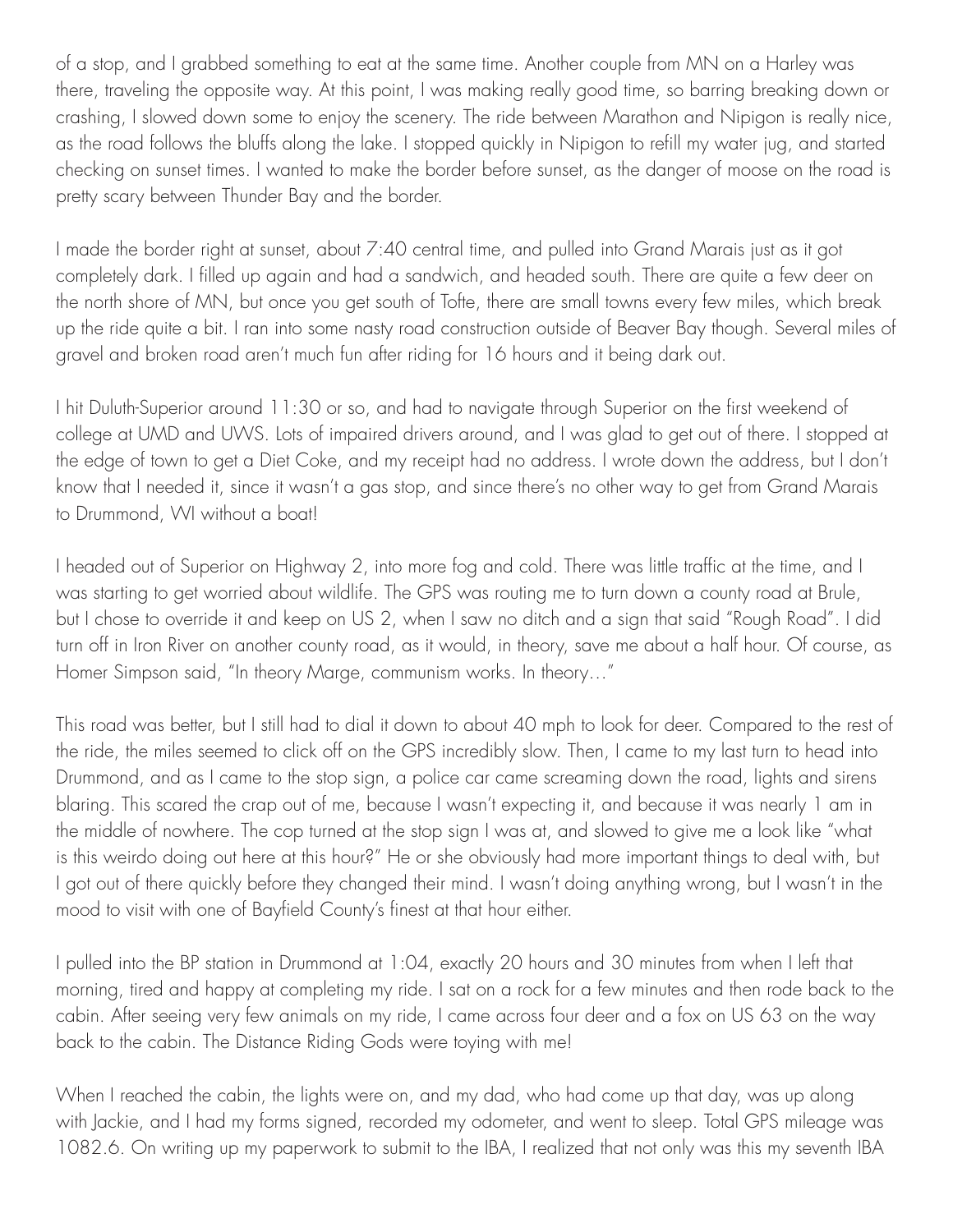of a stop, and I grabbed something to eat at the same time. Another couple from MN on a Harley was there, traveling the opposite way. At this point, I was making really good time, so barring breaking down or crashing, I slowed down some to enjoy the scenery. The ride between Marathon and Nipigon is really nice, as the road follows the bluffs along the lake. I stopped quickly in Nipigon to refill my water jug, and started checking on sunset times. I wanted to make the border before sunset, as the danger of moose on the road is pretty scary between Thunder Bay and the border.

I made the border right at sunset, about 7:40 central time, and pulled into Grand Marais just as it got completely dark. I filled up again and had a sandwich, and headed south. There are quite a few deer on the north shore of MN, but once you get south of Tofte, there are small towns every few miles, which break up the ride quite a bit. I ran into some nasty road construction outside of Beaver Bay though. Several miles of gravel and broken road aren't much fun after riding for 16 hours and it being dark out.

I hit Duluth-Superior around 11:30 or so, and had to navigate through Superior on the first weekend of college at UMD and UWS. Lots of impaired drivers around, and I was glad to get out of there. I stopped at the edge of town to get a Diet Coke, and my receipt had no address. I wrote down the address, but I don't know that I needed it, since it wasn't a gas stop, and since there's no other way to get from Grand Marais to Drummond, WI without a boat!

I headed out of Superior on Highway 2, into more fog and cold. There was little traffic at the time, and I was starting to get worried about wildlife. The GPS was routing me to turn down a county road at Brule, but I chose to override it and keep on US 2, when I saw no ditch and a sign that said "Rough Road". I did turn off in Iron River on another county road, as it would, in theory, save me about a half hour. Of course, as Homer Simpson said, "In theory Marge, communism works. In theory…"

This road was better, but I still had to dial it down to about 40 mph to look for deer. Compared to the rest of the ride, the miles seemed to click off on the GPS incredibly slow. Then, I came to my last turn to head into Drummond, and as I came to the stop sign, a police car came screaming down the road, lights and sirens blaring. This scared the crap out of me, because I wasn't expecting it, and because it was nearly 1 am in the middle of nowhere. The cop turned at the stop sign I was at, and slowed to give me a look like "what is this weirdo doing out here at this hour?" He or she obviously had more important things to deal with, but I got out of there quickly before they changed their mind. I wasn't doing anything wrong, but I wasn't in the mood to visit with one of Bayfield County's finest at that hour either.

I pulled into the BP station in Drummond at 1:04, exactly 20 hours and 30 minutes from when I left that morning, tired and happy at completing my ride. I sat on a rock for a few minutes and then rode back to the cabin. After seeing very few animals on my ride, I came across four deer and a fox on US 63 on the way back to the cabin. The Distance Riding Gods were toying with me!

When I reached the cabin, the lights were on, and my dad, who had come up that day, was up along with Jackie, and I had my forms signed, recorded my odometer, and went to sleep. Total GPS mileage was 1082.6. On writing up my paperwork to submit to the IBA, I realized that not only was this my seventh IBA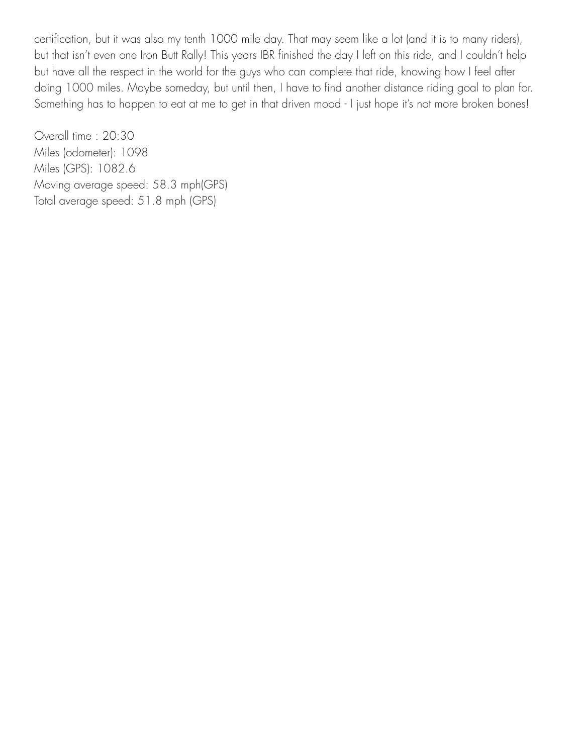certification, but it was also my tenth 1000 mile day. That may seem like a lot (and it is to many riders), but that isn't even one Iron Butt Rally! This years IBR finished the day I left on this ride, and I couldn't help but have all the respect in the world for the guys who can complete that ride, knowing how I feel after doing 1000 miles. Maybe someday, but until then, I have to find another distance riding goal to plan for. Something has to happen to eat at me to get in that driven mood - I just hope it's not more broken bones!

Overall time : 20:30
Miles (odometer): 1098
Miles (GPS): 1082.6
Moving average speed: 58.3 mph(GPS)
Total average speed: 51.8 mph (GPS)